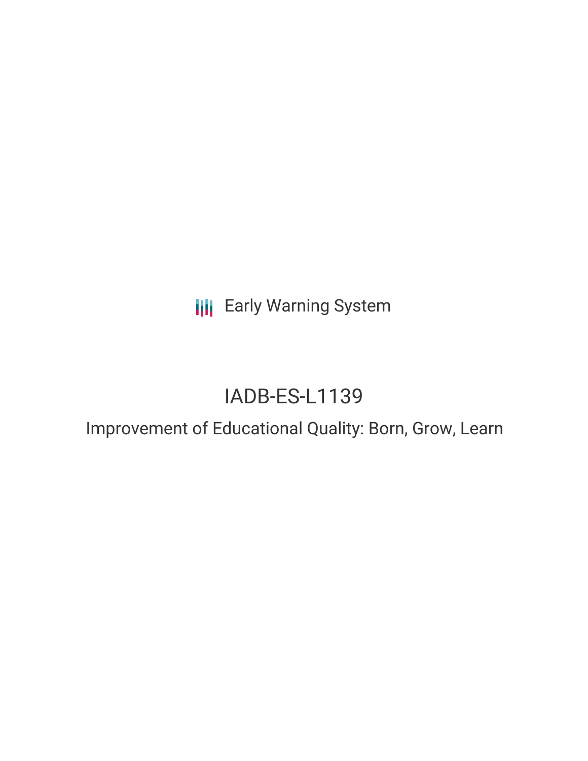Early Warning System

# IADB-ES-L1139

## Improvement of Educational Quality: Born, Grow, Learn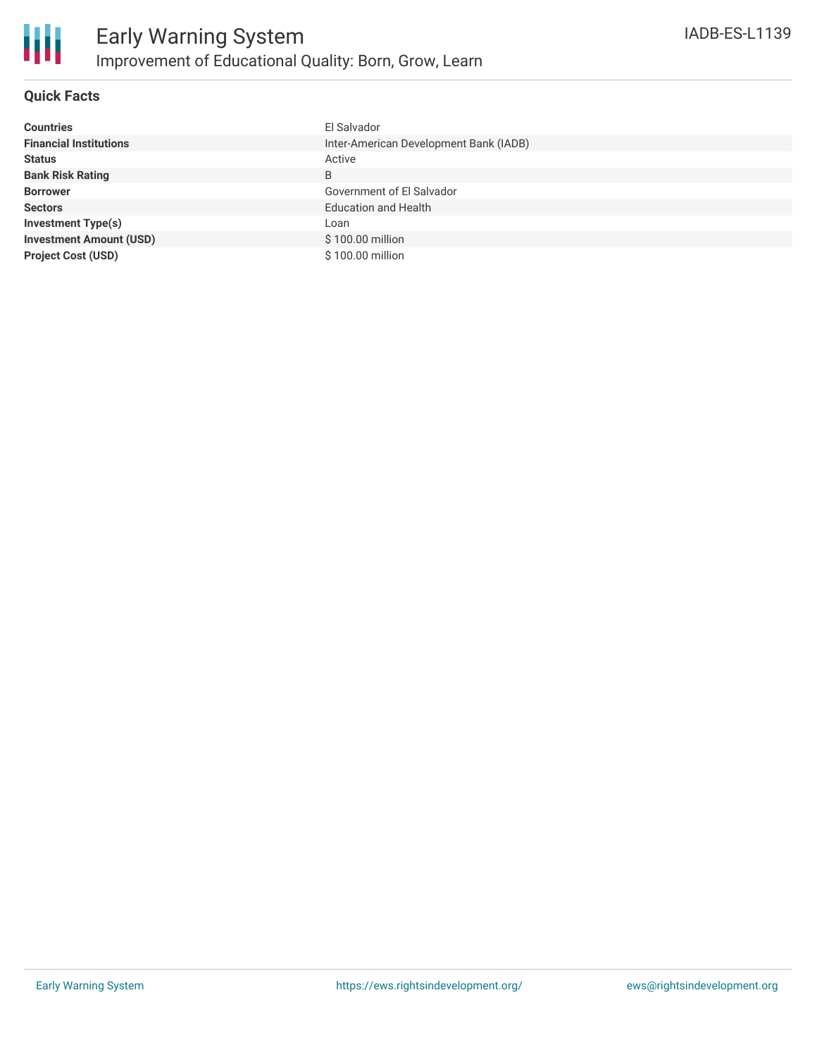# Early Warning System

## Improvement of Educational Quality: Born, Grow, Learn

IADB-ES-L1139

### Quick Facts

| | |
|---|---|
| **Countries** | El Salvador |
| **Financial Institutions** | Inter-American Development Bank (IADB) |
| **Status** | Active |
| **Bank Risk Rating** | B |
| **Borrower** | Government of El Salvador |
| **Sectors** | Education and Health |
| **Investment Type(s)** | Loan |
| **Investment Amount (USD)** | $ 100.00 million |
| **Project Cost (USD)** | $ 100.00 million |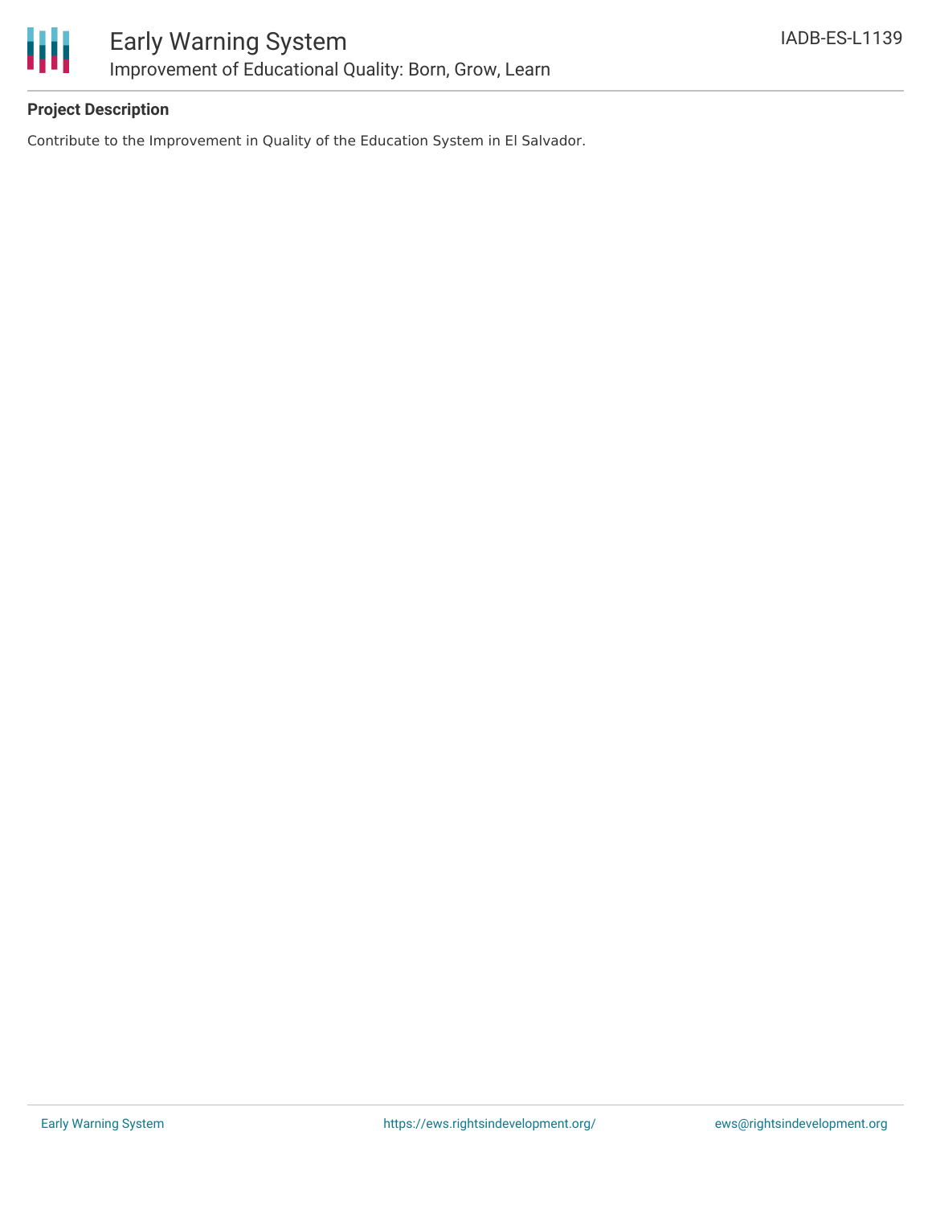**Project Description**

Contribute to the Improvement in Quality of the Education System in El Salvador.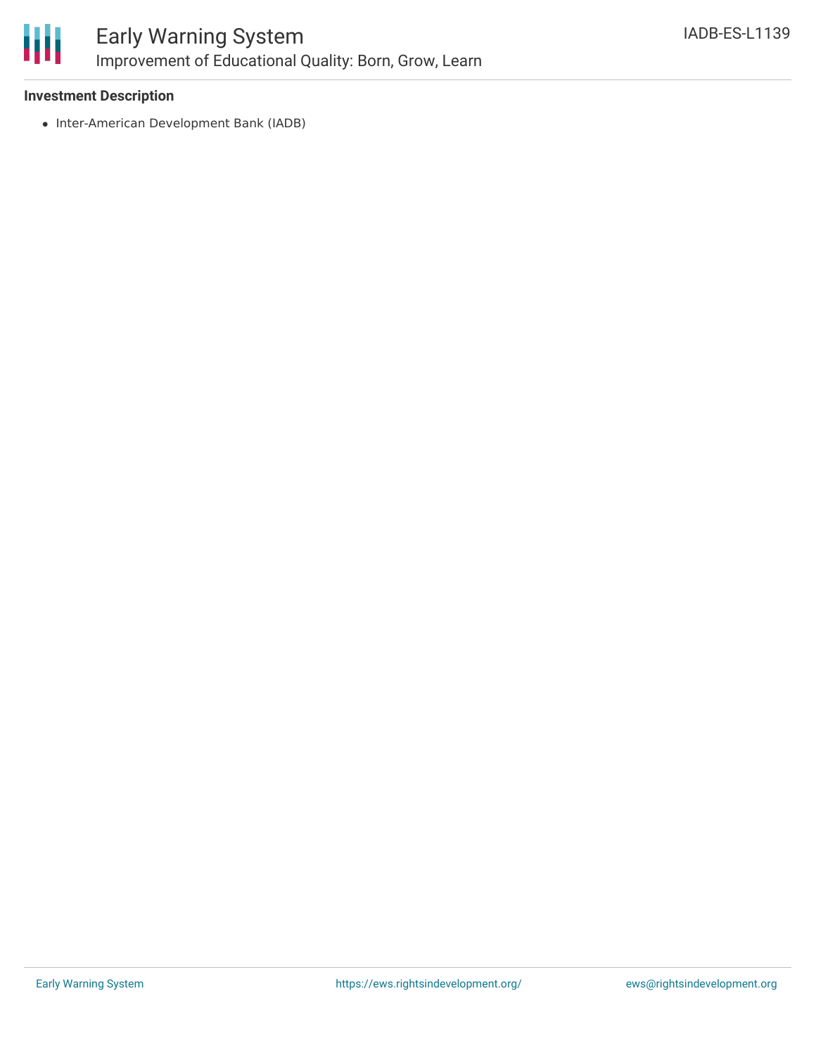### Investment Description

- Inter-American Development Bank (IADB)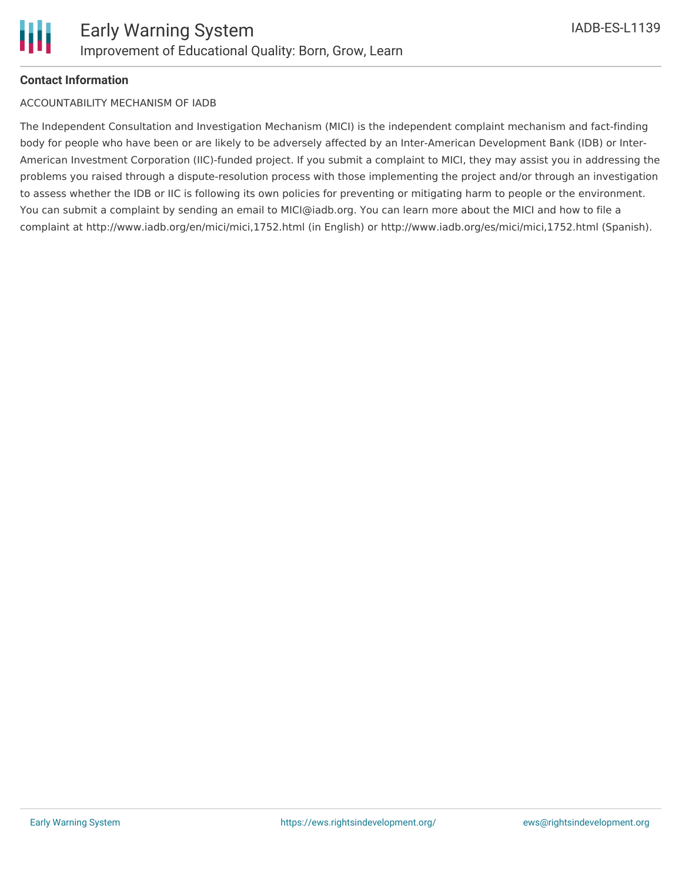**Contact Information**

ACCOUNTABILITY MECHANISM OF IADB

The Independent Consultation and Investigation Mechanism (MICI) is the independent complaint mechanism and fact-finding body for people who have been or are likely to be adversely affected by an Inter-American Development Bank (IDB) or Inter-American Investment Corporation (IIC)-funded project. If you submit a complaint to MICI, they may assist you in addressing the problems you raised through a dispute-resolution process with those implementing the project and/or through an investigation to assess whether the IDB or IIC is following its own policies for preventing or mitigating harm to people or the environment. You can submit a complaint by sending an email to MICI@iadb.org. You can learn more about the MICI and how to file a complaint at http://www.iadb.org/en/mici/mici,1752.html (in English) or http://www.iadb.org/es/mici/mici,1752.html (Spanish).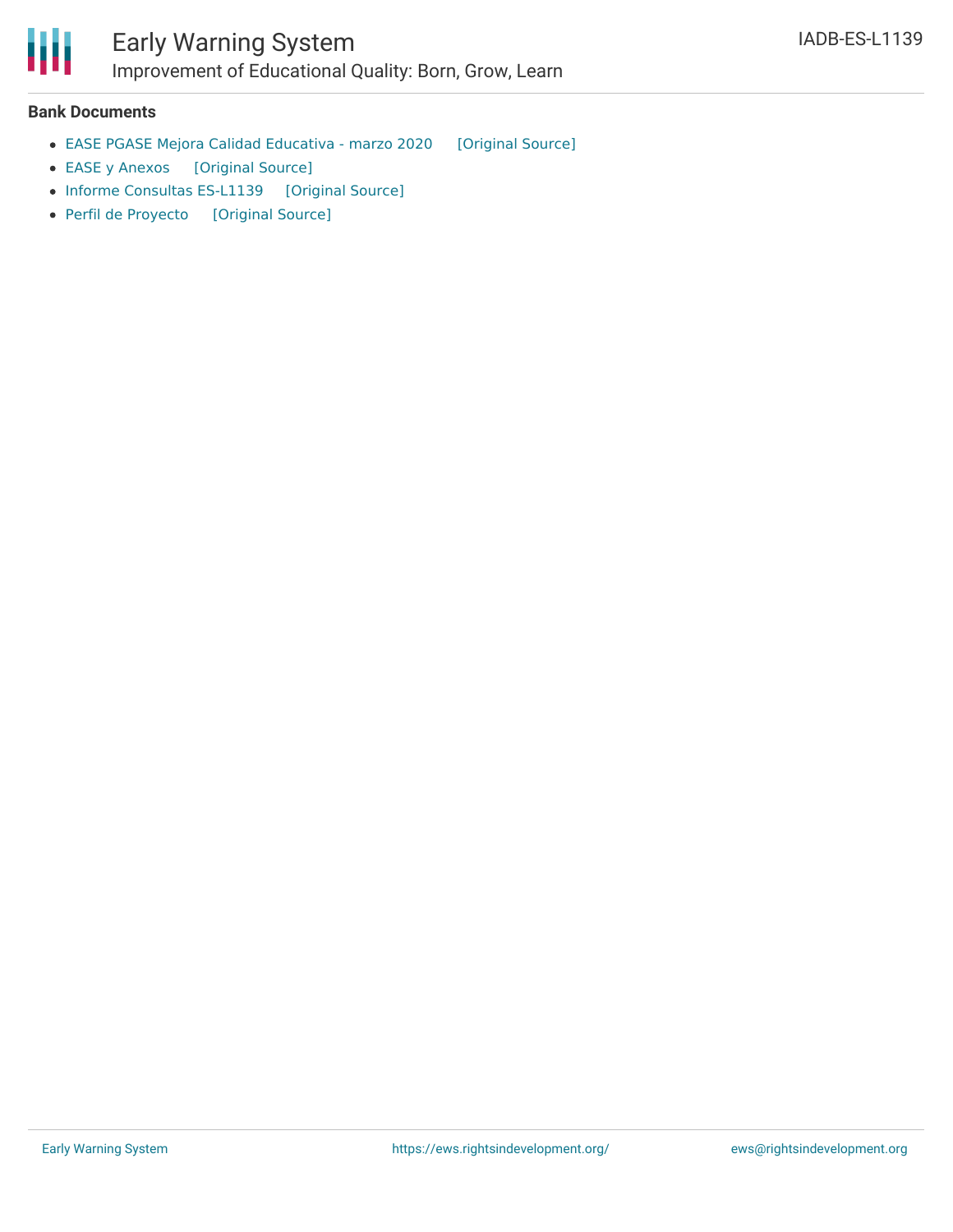**Bank Documents**

- EASE PGASE Mejora Calidad Educativa - marzo 2020 [Original Source]
- EASE y Anexos [Original Source]
- Informe Consultas ES-L1139 [Original Source]
- Perfil de Proyecto [Original Source]